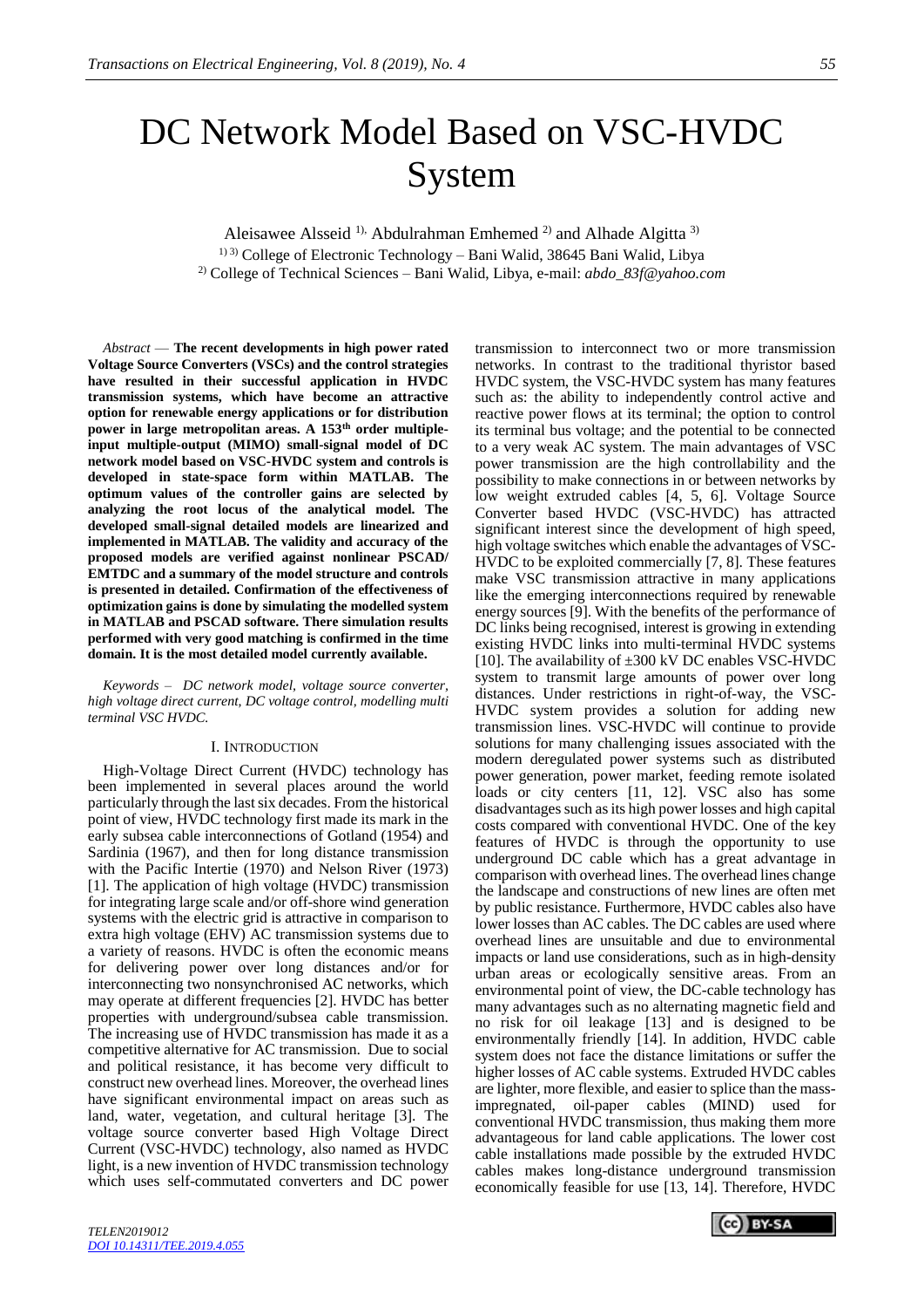# DC Network Model Based on VSC-HVDC System

Aleisawee Alsseid [1], Abdulrahman Emhemed [2] and Alhade Algitta [3]

[1) 3)] College of Electronic Technology – Bani Walid, 38645 Bani Walid, Libya

[2)] College of Technical Sciences – Bani Walid, Libya, e-mail: *abdo_83f@yahoo.com*

*Abstract* — **The recent developments in high power rated Voltage Source Converters (VSCs) and the control strategies have resulted in their successful application in HVDC transmission systems, which have become an attractive option for renewable energy applications or for distribution power in large metropolitan areas. A 153th order multiple-input multiple-output (MIMO) small-signal model of DC network model based on VSC-HVDC system and controls is developed in state-space form within MATLAB. The optimum values of the controller gains are selected by analyzing the root locus of the analytical model. The developed small-signal detailed models are linearized and implemented in MATLAB. The validity and accuracy of the proposed models are verified against nonlinear PSCAD/EMTDC and a summary of the model structure and controls is presented in detailed. Confirmation of the effectiveness of optimization gains is done by simulating the modelled system in MATLAB and PSCAD software. There simulation results performed with very good matching is confirmed in the time domain. It is the most detailed model currently available.**

*Keywords – DC network model, voltage source converter, high voltage direct current, DC voltage control, modelling multi terminal VSC HVDC.*

## I. Introduction

High-Voltage Direct Current (HVDC) technology has been implemented in several places around the world particularly through the last six decades. From the historical point of view, HVDC technology first made its mark in the early subsea cable interconnections of Gotland (1954) and Sardinia (1967), and then for long distance transmission with the Pacific Intertie (1970) and Nelson River (1973) [1]. The application of high voltage (HVDC) transmission for integrating large scale and/or off-shore wind generation systems with the electric grid is attractive in comparison to extra high voltage (EHV) AC transmission systems due to a variety of reasons. HVDC is often the economic means for delivering power over long distances and/or for interconnecting two nonsynchronised AC networks, which may operate at different frequencies [2]. HVDC has better properties with underground/subsea cable transmission. The increasing use of HVDC transmission has made it as a competitive alternative for AC transmission. Due to social and political resistance, it has become very difficult to construct new overhead lines. Moreover, the overhead lines have significant environmental impact on areas such as land, water, vegetation, and cultural heritage [3]. The voltage source converter based High Voltage Direct Current (VSC-HVDC) technology, also named as HVDC light, is a new invention of HVDC transmission technology which uses self-commutated converters and DC power transmission to interconnect two or more transmission networks. In contrast to the traditional thyristor based HVDC system, the VSC-HVDC system has many features such as: the ability to independently control active and reactive power flows at its terminal; the option to control its terminal bus voltage; and the potential to be connected to a very weak AC system. The main advantages of VSC power transmission are the high controllability and the possibility to make connections in or between networks by low weight extruded cables [4, 5, 6]. Voltage Source Converter based HVDC (VSC-HVDC) has attracted significant interest since the development of high speed, high voltage switches which enable the advantages of VSC-HVDC to be exploited commercially [7, 8]. These features make VSC transmission attractive in many applications like the emerging interconnections required by renewable energy sources [9]. With the benefits of the performance of DC links being recognised, interest is growing in extending existing HVDC links into multi-terminal HVDC systems [10]. The availability of ±300 kV DC enables VSC-HVDC system to transmit large amounts of power over long distances. Under restrictions in right-of-way, the VSC-HVDC system provides a solution for adding new transmission lines. VSC-HVDC will continue to provide solutions for many challenging issues associated with the modern deregulated power systems such as distributed power generation, power market, feeding remote isolated loads or city centers [11, 12]. VSC also has some disadvantages such as its high power losses and high capital costs compared with conventional HVDC. One of the key features of HVDC is through the opportunity to use underground DC cable which has a great advantage in comparison with overhead lines. The overhead lines change the landscape and constructions of new lines are often met by public resistance. Furthermore, HVDC cables also have lower losses than AC cables. The DC cables are used where overhead lines are unsuitable and due to environmental impacts or land use considerations, such as in high-density urban areas or ecologically sensitive areas. From an environmental point of view, the DC-cable technology has many advantages such as no alternating magnetic field and no risk for oil leakage [13] and is designed to be environmentally friendly [14]. In addition, HVDC cable system does not face the distance limitations or suffer the higher losses of AC cable systems. Extruded HVDC cables are lighter, more flexible, and easier to splice than the mass-impregnated, oil-paper cables (MIND) used for conventional HVDC transmission, thus making them more advantageous for land cable applications. The lower cost cable installations made possible by the extruded HVDC cables makes long-distance underground transmission economically feasible for use [13, 14]. Therefore, HVDC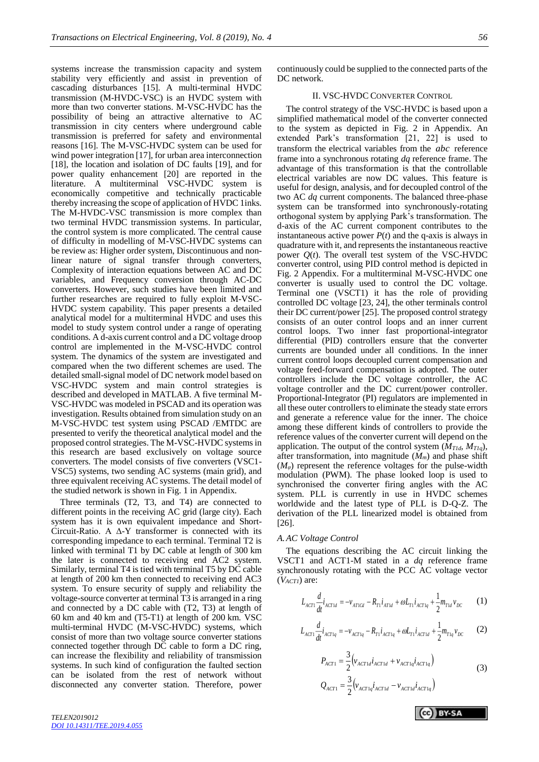systems increase the transmission capacity and system stability very efficiently and assist in prevention of cascading disturbances [15]. A multi-terminal HVDC transmission (M-HVDC-VSC) is an HVDC system with more than two converter stations. M-VSC-HVDC has the possibility of being an attractive alternative to AC transmission in city centers where underground cable transmission is preferred for safety and environmental reasons [16]. The M-VSC-HVDC system can be used for wind power integration [17], for urban area interconnection [18], the location and isolation of DC faults [19], and for power quality enhancement [20] are reported in the literature. A multiterminal VSC-HVDC system is economically competitive and technically practicable thereby increasing the scope of application of HVDC 1inks. The M-HVDC-VSC transmission is more complex than two terminal HVDC transmission systems. In particular, the control system is more complicated. The central cause of difficulty in modelling of M-VSC-HVDC systems can be review as: Higher order system, Discontinuous and non-linear nature of signal transfer through converters, Complexity of interaction equations between AC and DC variables, and Frequency conversion through AC-DC converters. However, such studies have been limited and further researches are required to fully exploit M-VSC-HVDC system capability. This paper presents a detailed analytical model for a multiterminal HVDC and uses this model to study system control under a range of operating conditions. A d-axis current control and a DC voltage droop control are implemented in the M-VSC-HVDC control system. The dynamics of the system are investigated and compared when the two different schemes are used. The detailed small-signal model of DC network model based on VSC-HVDC system and main control strategies is described and developed in MATLAB. A five terminal M-VSC-HVDC was modeled in PSCAD and its operation was investigation. Results obtained from simulation study on an M-VSC-HVDC test system using PSCAD /EMTDC are presented to verify the theoretical analytical model and the proposed control strategies. The M-VSC-HVDC systems in this research are based exclusively on voltage source converters. The model consists of five converters (VSC1-VSC5) systems, two sending AC systems (main grid), and three equivalent receiving AC systems. The detail model of the studied network is shown in Fig. 1 in Appendix.

Three terminals (T2, T3, and T4) are connected to different points in the receiving AC grid (large city). Each system has it is own equivalent impedance and Short-Circuit-Ratio. A Δ-Y transformer is connected with its corresponding impedance to each terminal. Terminal T2 is linked with terminal T1 by DC cable at length of 300 km the later is connected to receiving end AC2 system. Similarly, terminal T4 is tied with terminal T5 by DC cable at length of 200 km then connected to receiving end AC3 system. To ensure security of supply and reliability the voltage-source converter at terminal T3 is arranged in a ring and connected by a DC cable with (T2, T3) at length of 60 km and 40 km and (T5-T1) at length of 200 km. VSC multi-terminal HVDC (M-VSC-HVDC) systems, which consist of more than two voltage source converter stations connected together through DC cable to form a DC ring, can increase the flexibility and reliability of transmission systems. In such kind of configuration the faulted section can be isolated from the rest of network without disconnected any converter station. Therefore, power continuously could be supplied to the connected parts of the DC network.

## II. VSC-HVDC Converter Control

The control strategy of the VSC-HVDC is based upon a simplified mathematical model of the converter connected to the system as depicted in Fig. 2 in Appendix. An extended Park's transformation [21, 22] is used to transform the electrical variables from the *abc* reference frame into a synchronous rotating *dq* reference frame. The advantage of this transformation is that the controllable electrical variables are now DC values. This feature is useful for design, analysis, and for decoupled control of the two AC *dq* current components. The balanced three-phase system can be transformed into synchronously-rotating orthogonal system by applying Park's transformation. The d-axis of the AC current component contributes to the instantaneous active power $P(t)$ and the q-axis is always in quadrature with it, and represents the instantaneous reactive power $Q(t)$. The overall test system of the VSC-HVDC converter control, using PID control method is depicted in Fig. 2 Appendix. For a multiterminal M-VSC-HVDC one converter is usually used to control the DC voltage. Terminal one (VSCT1) it has the role of providing controlled DC voltage [23, 24], the other terminals control their DC current/power [25]. The proposed control strategy consists of an outer control loops and an inner current control loops. Two inner fast proportional-integrator differential (PID) controllers ensure that the converter currents are bounded under all conditions. In the inner current control loops decoupled current compensation and voltage feed-forward compensation is adopted. The outer controllers include the DC voltage controller, the AC voltage controller and the DC current/power controller. Proportional-Integrator (PI) regulators are implemented in all these outer controllers to eliminate the steady state errors and generate a reference value for the inner. The choice among these different kinds of controllers to provide the reference values of the converter current will depend on the application. The output of the control system ($M_{T1d}$, $M_{T1q}$), after transformation, into magnitude ($M_m$) and phase shift ($M_\varphi$) represent the reference voltages for the pulse-width modulation (PWM). The phase looked loop is used to synchronised the converter firing angles with the AC system. PLL is currently in use in HVDC schemes worldwide and the latest type of PLL is D-Q-Z. The derivation of the PLL linearized model is obtained from [26].

### A. AC Voltage Control

The equations describing the AC circuit linking the VSCT1 and ACT1-M stated in a *dq* reference frame synchronously rotating with the PCC AC voltage vector ($V_{ACT1}$) are:

$$L_{ACT1}\frac{d}{dt}i_{ACT1d} = -v_{AT1Cd} - R_{T1}i_{AT1d} + \omega L_{T1}i_{ACT1q} + \frac{1}{2}m_{T1d}v_{DC} \qquad (1)$$

$$L_{ACT1}\frac{d}{dt}i_{ACT1q} = -v_{ACT1q} - R_{T1}i_{ACT1q} + \omega L_{T1}i_{ACT1d} + \frac{1}{2}m_{T1q}v_{DC} \qquad (2)$$

$$P_{ACT1} = \frac{3}{2}\left(v_{ACT1d}i_{ACT1d} + v_{ACT1q}i_{ACT1q}\right)$$
$$Q_{ACT1} = \frac{3}{2}\left(v_{ACT1q}i_{ACT1d} - v_{ACT1d}i_{ACT1q}\right) \qquad (3)$$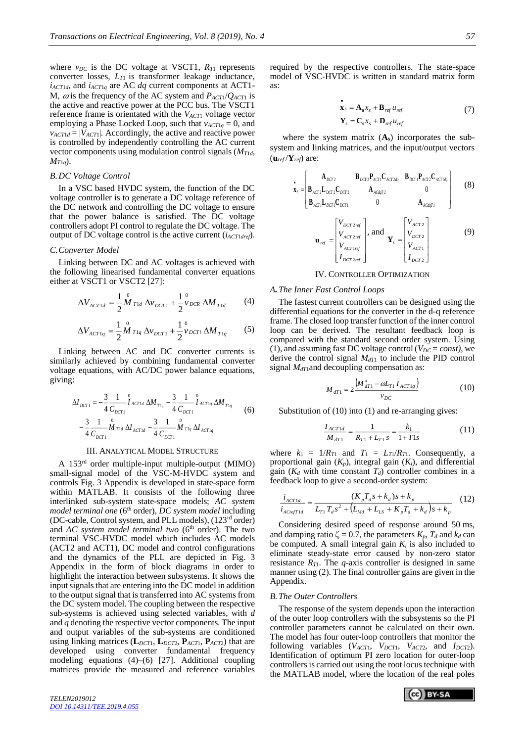where $v_{DC}$ is the DC voltage at VSCT1, $R_{T1}$ represents converter losses, $L_{T1}$ is transformer leakage inductance, $i_{ACT1d}$, and $i_{ACT1q}$ are AC *dq* current components at ACT1-M, $\omega$ is the frequency of the AC system and $P_{ACT1}/Q_{ACT1}$ is the active and reactive power at the PCC bus. The VSCT1 reference frame is orientated with the $V_{ACT1}$ voltage vector employing a Phase Locked Loop, such that $v_{ACT1q} = 0$, and $v_{ACT1d} = |V_{ACT1}|$. Accordingly, the active and reactive power is controlled by independently controlling the AC current vector components using modulation control signals ($M_{T1d}$, $M_{T1q}$).

### *B. DC Voltage Control*

In a VSC based HVDC system, the function of the DC voltage controller is to generate a DC voltage reference of the DC network and controlling the DC voltage to ensure that the power balance is satisfied. The DC voltage controllers adopt PI control to regulate the DC voltage. The output of DC voltage control is the active current ($i_{ACT1dref}$).

### *C. Converter Model*

Linking between DC and AC voltages is achieved with the following linearised fundamental converter equations either at VSCT1 or VSCT2 [27]:

$$\Delta V_{ACT1d} = \frac{1}{2}\overset{0}{M}_{T1d}\,\Delta v_{DCT1} + \frac{1}{2}\overset{0}{v}_{DCR}\,\Delta M_{T1d} \tag{4}$$

$$\Delta V_{ACT1q} = \frac{1}{2}\overset{0}{M}_{T1q}\,\Delta v_{DCT1} + \frac{1}{2}\overset{0}{v}_{DCT!}\,\Delta M_{T1q} \tag{5}$$

Linking between AC and DC converter currents is similarly achieved by combining fundamental converter voltage equations, with AC/DC power balance equations, giving:

$$\begin{aligned}\Delta I_{DCT1} = &-\frac{3}{4}\frac{1}{C_{DCT1}}\overset{0}{I}_{ACT1d}\,\Delta M_{T1_d} - \frac{3}{4}\frac{1}{C_{DCT1}}\overset{0}{I}_{ACT1q}\,\Delta M_{T1q} \\ &-\frac{3}{4}\frac{1}{C_{DCT1}}\overset{0}{M}_{T1d}\,\Delta I_{ACT1d} - \frac{3}{4}\frac{1}{C_{DCT1}}\overset{0}{M}_{T1q}\,\Delta I_{ACT1q}\end{aligned} \tag{6}$$

## III. Analytical Model Structure

A 153[rd] order multiple-input multiple-output (MIMO) small-signal model of the VSC-M-HVDC system and controls Fig. 3 Appendix is developed in state-space form within MATLAB. It consists of the following three interlinked sub-system state-space models; *AC system model terminal one* (6[th] order), *DC system model* including (DC-cable, Control system, and PLL models), (123[rd] order) and *AC system model terminal two* (6[th] order). The two terminal VSC-HVDC model which includes AC models (ACT2 and ACT1), DC model and control configurations and the dynamics of the PLL are depicted in Fig. 3 Appendix in the form of block diagrams in order to highlight the interaction between subsystems. It shows the input signals that are entering into the DC model in addition to the output signal that is transferred into AC systems from the DC system model. The coupling between the respective sub-systems is achieved using selected variables, with *d* and *q* denoting the respective vector components. The input and output variables of the sub-systems are conditioned using linking matrices ($\mathbf{L}_{DCT1}$, $\mathbf{L}_{DCT2}$, $\mathbf{P}_{ACT1}$, $\mathbf{P}_{ACT2}$) that are developed using converter fundamental frequency modeling equations (4)–(6) [27]. Additional coupling matrices provide the measured and reference variables required by the respective controllers. The state-space model of VSC-HVDC is written in standard matrix form as:

$$\begin{aligned}\dot{\mathbf{x}}_s &= \mathbf{A_s}x_s + \mathbf{B}_{ref}\,u_{ref} \\ \mathbf{Y}_s &= \mathbf{C_s}x_s + \mathbf{D}_{ref}\,u_{ref}\end{aligned} \tag{7}$$

where the system matrix ($\mathbf{A_s}$) incorporates the sub-system and linking matrices, and the input/output vectors ($\mathbf{u}_{ref}/\mathbf{Y}_{ref}$) are:

$$\dot{\mathbf{x}}_s = \begin{bmatrix} \mathbf{A}_{DCT2} & \mathbf{B}_{DCT2}\mathbf{P}_{ACT1}\mathbf{C}_{ACT2dq} & \mathbf{B}_{DCT1}\mathbf{P}_{ACT2}\mathbf{C}_{ACT1dq} \\ \mathbf{B}_{ACT2}\mathbf{L}_{DCT2}\mathbf{C}_{DCT2} & \mathbf{A}_{ACdqT2} & 0 \\ \mathbf{B}_{ACT1}\mathbf{L}_{DCT1}\mathbf{C}_{DCT1} & 0 & \mathbf{A}_{ACdqT1} \end{bmatrix} \tag{8}$$

$$\mathbf{u}_{ref} = \begin{bmatrix} V_{DCT2ref} \\ V_{ACT2ref} \\ V_{ACT1ref} \\ I_{DCT2ref} \end{bmatrix}, \text{ and } \mathbf{Y}_s = \begin{bmatrix} V_{ACT2} \\ V_{DCT2} \\ V_{ACT1} \\ I_{DCT2} \end{bmatrix} \tag{9}$$

## IV. Controller Optimization

### *A. The Inner Fast Control Loops*

The fastest current controllers can be designed using the differential equations for the converter in the d-q reference frame. The closed loop transfer function of the inner control loop can be derived. The resultant feedback loop is compared with the standard second order system. Using (1), and assuming fast DC voltage control ($V_{DC} = const$), we derive the control signal $M_{dT1}$ to include the PID control signal $M_{dT1}$and decoupling compensation as:

$$M_{dT1} = 2\frac{\left(M^{*}_{dT1} - \omega L_{T1}\,I_{ACT1q}\right)}{v_{DC}} \tag{10}$$

Substitution of (10) into (1) and re-arranging gives:

$$\frac{I_{ACT1d}}{M_{dT1}} = \frac{1}{R_{T1} + L_{T1}\,s} = \frac{k_1}{1 + T1s} \tag{11}$$

where $k_1 = 1/R_{T1}$ and $T_1 = L_{T1}/R_{T1}$. Consequently, a proportional gain ($K_p$), integral gain ($K_i$), and differential gain ($K_d$ with time constant $T_d$) controller combines in a feedback loop to give a second-order system:

$$\frac{i_{ACT1d}}{i_{ACrefT1d}} = \frac{(K_p T_d s + k_d)s + k_p}{L_{T1}\,T_d s^2 + \left(L_{Md} + L_{LS} + K_p T_d + k_d\right)s + k_p} \tag{12}$$

Considering desired speed of response around 50 ms, and damping ratio $\zeta = 0.7$, the parameters $K_p$, $T_d$ and $k_d$ can be computed. A small integral gain $K_i$ is also included to eliminate steady-state error caused by non-zero stator resistance $R_{T1}$. The *q*-axis controller is designed in same manner using (2). The final controller gains are given in the Appendix.

### *B. The Outer Controllers*

The response of the system depends upon the interaction of the outer loop controllers with the subsystems so the PI controller parameters cannot be calculated on their own. The model has four outer-loop controllers that monitor the following variables ($V_{ACT1}$, $V_{DCT1}$, $V_{ACT2}$, and $I_{DCT2}$). Identification of optimum PI zero location for outer-loop controllers is carried out using the root locus technique with the MATLAB model, where the location of the real poles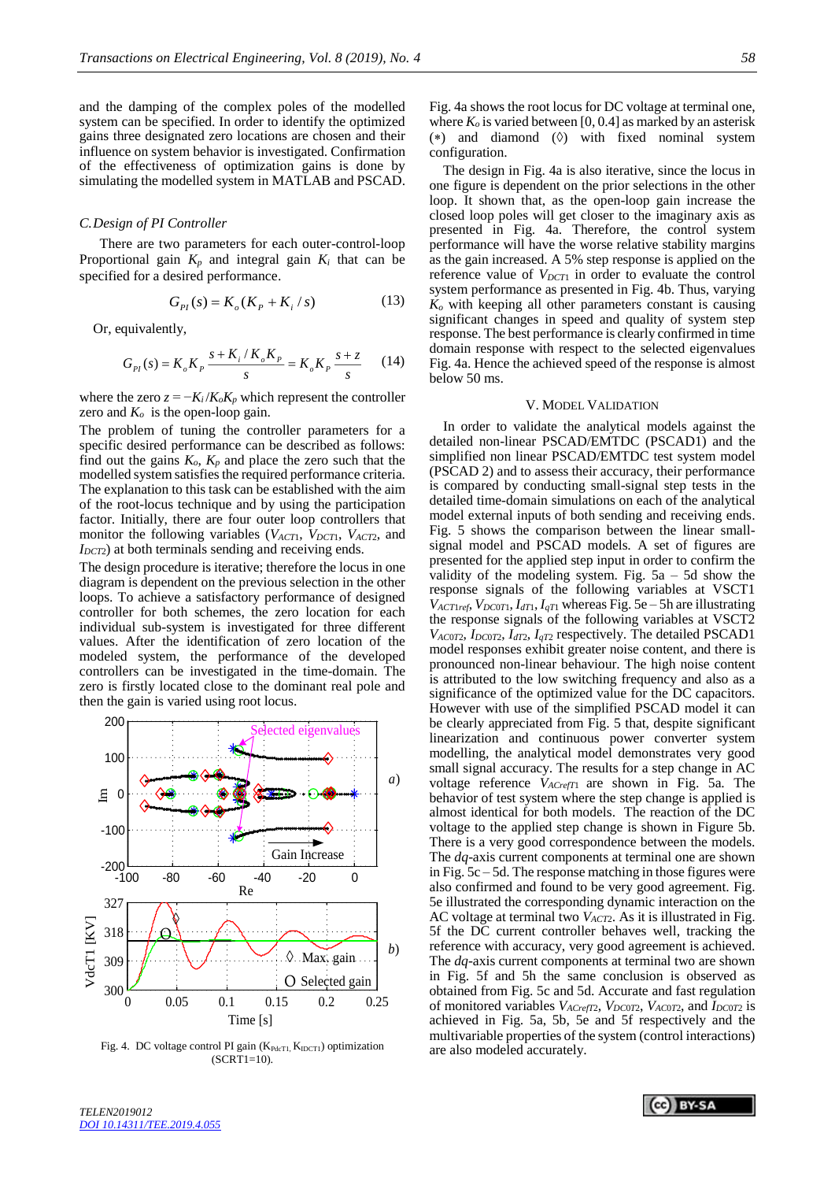and the damping of the complex poles of the modelled system can be specified. In order to identify the optimized gains three designated zero locations are chosen and their influence on system behavior is investigated. Confirmation of the effectiveness of optimization gains is done by simulating the modelled system in MATLAB and PSCAD.

### C. Design of PI Controller

There are two parameters for each outer-control-loop Proportional gain $K_p$ and integral gain $K_i$ that can be specified for a desired performance.

$$G_{PI}(s) = K_o(K_P + K_i / s) \tag{13}$$

Or, equivalently,

$$G_{PI}(s) = K_o K_P \frac{s + K_i / K_o K_P}{s} = K_o K_P \frac{s+z}{s} \tag{14}$$

where the zero $z = -K_i / K_o K_p$ which represent the controller zero and $K_o$ is the open-loop gain.

The problem of tuning the controller parameters for a specific desired performance can be described as follows: find out the gains $K_o$, $K_p$ and place the zero such that the modelled system satisfies the required performance criteria. The explanation to this task can be established with the aim of the root-locus technique and by using the participation factor. Initially, there are four outer loop controllers that monitor the following variables ($V_{ACT1}$, $V_{DCT1}$, $V_{ACT2}$, and $I_{DCT2}$) at both terminals sending and receiving ends.

The design procedure is iterative; therefore the locus in one diagram is dependent on the previous selection in the other loops. To achieve a satisfactory performance of designed controller for both schemes, the zero location for each individual sub-system is investigated for three different values. After the identification of zero location of the modeled system, the performance of the developed controllers can be investigated in the time-domain. The zero is firstly located close to the dominant real pole and then the gain is varied using root locus.

Fig. 4. DC voltage control PI gain ($K_{PdcT1}$, $K_{IDCT1}$) optimization (SCRT1=10).

Fig. 4a shows the root locus for DC voltage at terminal one, where $K_o$ is varied between [0, 0.4] as marked by an asterisk (∗) and diamond (◊) with fixed nominal system configuration.

The design in Fig. 4a is also iterative, since the locus in one figure is dependent on the prior selections in the other loop. It shown that, as the open-loop gain increase the closed loop poles will get closer to the imaginary axis as presented in Fig. 4a. Therefore, the control system performance will have the worse relative stability margins as the gain increased. A 5% step response is applied on the reference value of $V_{DCT1}$ in order to evaluate the control system performance as presented in Fig. 4b. Thus, varying $K_o$ with keeping all other parameters constant is causing significant changes in speed and quality of system step response. The best performance is clearly confirmed in time domain response with respect to the selected eigenvalues Fig. 4a. Hence the achieved speed of the response is almost below 50 ms.

## V. Model Validation

In order to validate the analytical models against the detailed non-linear PSCAD/EMTDC (PSCAD1) and the simplified non linear PSCAD/EMTDC test system model (PSCAD 2) and to assess their accuracy, their performance is compared by conducting small-signal step tests in the detailed time-domain simulations on each of the analytical model external inputs of both sending and receiving ends. Fig. 5 shows the comparison between the linear small-signal model and PSCAD models. A set of figures are presented for the applied step input in order to confirm the validity of the modeling system. Fig. 5a – 5d show the response signals of the following variables at VSCT1 $V_{ACT1ref}$, $V_{DC0T1}$, $I_{dT1}$, $I_{qT1}$ whereas Fig. 5e – 5h are illustrating the response signals of the following variables at VSCT2 $V_{AC0T2}$, $I_{DC0T2}$, $I_{dT2}$, $I_{qT2}$ respectively. The detailed PSCAD1 model responses exhibit greater noise content, and there is pronounced non-linear behaviour. The high noise content is attributed to the low switching frequency and also as a significance of the optimized value for the DC capacitors. However with use of the simplified PSCAD model it can be clearly appreciated from Fig. 5 that, despite significant linearization and continuous power converter system modelling, the analytical model demonstrates very good small signal accuracy. The results for a step change in AC voltage reference $V_{ACrefT1}$ are shown in Fig. 5a. The behavior of test system where the step change is applied is almost identical for both models. The reaction of the DC voltage to the applied step change is shown in Figure 5b. There is a very good correspondence between the models. The *dq*-axis current components at terminal one are shown in Fig. 5c – 5d. The response matching in those figures were also confirmed and found to be very good agreement. Fig. 5e illustrated the corresponding dynamic interaction on the AC voltage at terminal two $V_{ACT2}$. As it is illustrated in Fig. 5f the DC current controller behaves well, tracking the reference with accuracy, very good agreement is achieved. The *dq*-axis current components at terminal two are shown in Fig. 5f and 5h the same conclusion is observed as obtained from Fig. 5c and 5d. Accurate and fast regulation of monitored variables $V_{ACrefT2}$, $V_{DC0T2}$, $V_{AC0T2}$, and $I_{DC0T2}$ is achieved in Fig. 5a, 5b, 5e and 5f respectively and the multivariable properties of the system (control interactions) are also modeled accurately.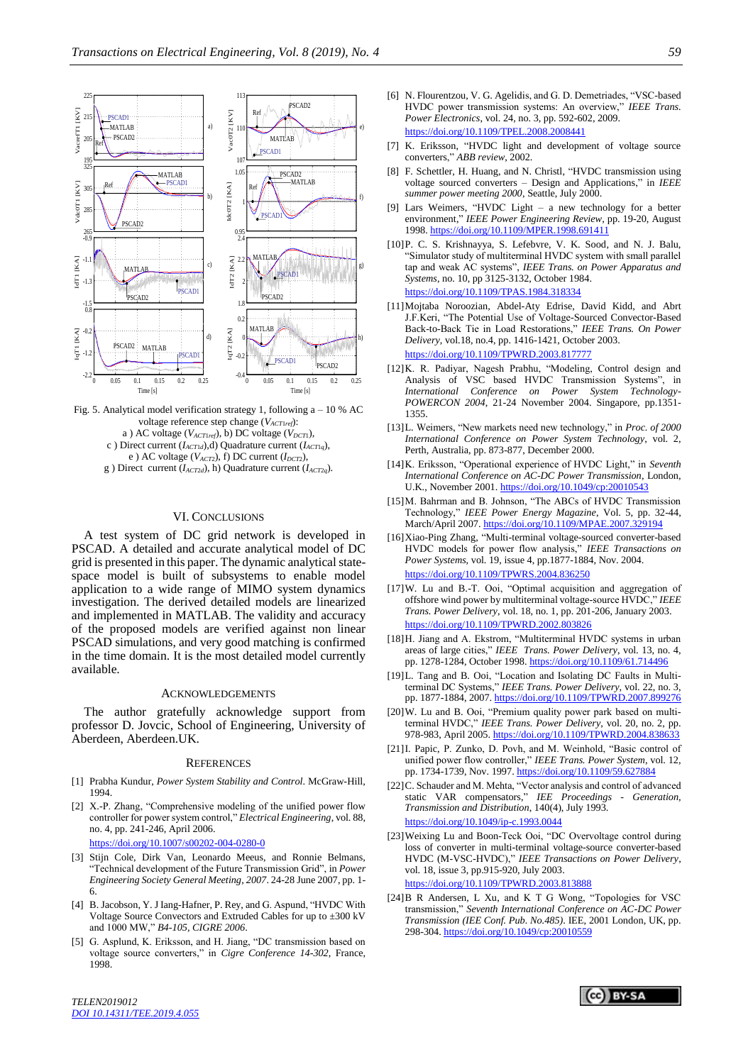Fig. 5. Analytical model verification strategy 1, following a – 10 % AC voltage reference step change ($V_{ACT1ref}$):
a ) AC voltage ($V_{ACT1ref}$), b) DC voltage ($V_{DCT1}$),
c ) Direct current ($I_{ACT1d}$),d) Quadrature current ($I_{ACT1q}$),
e ) AC voltage ($V_{ACT2}$), f) DC current ($I_{DCT2}$),
g ) Direct current ($I_{ACT2d}$), h) Quadrature current ($I_{ACT2q}$).

## VI. Conclusions

A test system of DC grid network is developed in PSCAD. A detailed and accurate analytical model of DC grid is presented in this paper. The dynamic analytical state-space model is built of subsystems to enable model application to a wide range of MIMO system dynamics investigation. The derived detailed models are linearized and implemented in MATLAB. The validity and accuracy of the proposed models are verified against non linear PSCAD simulations, and very good matching is confirmed in the time domain. It is the most detailed model currently available.

## Acknowledgements

The author gratefully acknowledge support from professor D. Jovcic, School of Engineering, University of Aberdeen, Aberdeen.UK.

## References

[1] Prabha Kundur, *Power System Stability and Control*. McGraw-Hill, 1994.

[2] X.-P. Zhang, "Comprehensive modeling of the unified power flow controller for power system control," *Electrical Engineering*, vol. 88, no. 4, pp. 241-246, April 2006. https://doi.org/10.1007/s00202-004-0280-0

[3] Stijn Cole, Dirk Van, Leonardo Meeus, and Ronnie Belmans, "Technical development of the Future Transmission Grid", in *Power Engineering Society General Meeting, 2007*. 24-28 June 2007, pp. 1-6.

[4] B. Jacobson, Y. J Iang-Hafner, P. Rey, and G. Aspund, "HVDC With Voltage Source Convectors and Extruded Cables for up to ±300 kV and 1000 MW," *B4-105, CIGRE 2006*.

[5] G. Asplund, K. Eriksson, and H. Jiang, "DC transmission based on voltage source converters," in *Cigre Conference 14-302*, France, 1998.

[6] N. Flourentzou, V. G. Agelidis, and G. D. Demetriades, "VSC-based HVDC power transmission systems: An overview," *IEEE Trans. Power Electronics*, vol. 24, no. 3, pp. 592-602, 2009. https://doi.org/10.1109/TPEL.2008.2008441

[7] K. Eriksson, "HVDC light and development of voltage source converters," *ABB review*, 2002.

[8] F. Schettler, H. Huang, and N. Christl, "HVDC transmission using voltage sourced converters – Design and Applications," in *IEEE summer power meeting 2000*, Seattle, July 2000.

[9] Lars Weimers, "HVDC Light – a new technology for a better environment," *IEEE Power Engineering Review*, pp. 19-20, August 1998. https://doi.org/10.1109/MPER.1998.691411

[10] P. C. S. Krishnayya, S. Lefebvre, V. K. Sood, and N. J. Balu, "Simulator study of multiterminal HVDC system with small parallel tap and weak AC systems", *IEEE Trans. on Power Apparatus and Systems*, no. 10, pp 3125-3132, October 1984. https://doi.org/10.1109/TPAS.1984.318334

[11] Mojtaba Noroozian, Abdel-Aty Edrise, David Kidd, and Abrt J.F.Keri, "The Potential Use of Voltage-Sourced Convector-Based Back-to-Back Tie in Load Restorations," *IEEE Trans. On Power Delivery*, vol.18, no.4, pp. 1416-1421, October 2003. https://doi.org/10.1109/TPWRD.2003.817777

[12] K. R. Padiyar, Nagesh Prabhu, "Modeling, Control design and Analysis of VSC based HVDC Transmission Systems", in *International Conference on Power System Technology-POWERCON 2004*, 21-24 November 2004. Singapore, pp.1351-1355.

[13] L. Weimers, "New markets need new technology," in *Proc. of 2000 International Conference on Power System Technology*, vol. 2, Perth, Australia, pp. 873-877, December 2000.

[14] K. Eriksson, "Operational experience of HVDC Light," in *Seventh International Conference on AC-DC Power Transmission*, London, U.K., November 2001. https://doi.org/10.1049/cp:20010543

[15] M. Bahrman and B. Johnson, "The ABCs of HVDC Transmission Technology," *IEEE Power Energy Magazine*, Vol. 5, pp. 32-44, March/April 2007. https://doi.org/10.1109/MPAE.2007.329194

[16] Xiao-Ping Zhang, "Multi-terminal voltage-sourced converter-based HVDC models for power flow analysis," *IEEE Transactions on Power Systems*, vol. 19, issue 4, pp.1877-1884, Nov. 2004. https://doi.org/10.1109/TPWRS.2004.836250

[17] W. Lu and B.-T. Ooi, "Optimal acquisition and aggregation of offshore wind power by multiterminal voltage-source HVDC," *IEEE Trans. Power Delivery*, vol. 18, no. 1, pp. 201-206, January 2003. https://doi.org/10.1109/TPWRD.2002.803826

[18] H. Jiang and A. Ekstrom, "Multiterminal HVDC systems in urban areas of large cities," *IEEE Trans. Power Delivery*, vol. 13, no. 4, pp. 1278-1284, October 1998. https://doi.org/10.1109/61.714496

[19] L. Tang and B. Ooi, "Location and Isolating DC Faults in Multi-terminal DC Systems," *IEEE Trans. Power Delivery*, vol. 22, no. 3, pp. 1877-1884, 2007. https://doi.org/10.1109/TPWRD.2007.899276

[20] W. Lu and B. Ooi, "Premium quality power park based on multi-terminal HVDC," *IEEE Trans. Power Delivery*, vol. 20, no. 2, pp. 978-983, April 2005. https://doi.org/10.1109/TPWRD.2004.838633

[21] I. Papic, P. Zunko, D. Povh, and M. Weinhold, "Basic control of unified power flow controller," *IEEE Trans. Power System*, vol. 12, pp. 1734-1739, Nov. 1997. https://doi.org/10.1109/59.627884

[22] C. Schauder and M. Mehta, "Vector analysis and control of advanced static VAR compensators," *IEE Proceedings - Generation, Transmission and Distribution*, 140(4), July 1993. https://doi.org/10.1049/ip-c.1993.0044

[23] Weixing Lu and Boon-Teck Ooi, "DC Overvoltage control during loss of converter in multi-terminal voltage-source converter-based HVDC (M-VSC-HVDC)," *IEEE Transactions on Power Delivery*, vol. 18, issue 3, pp.915-920, July 2003. https://doi.org/10.1109/TPWRD.2003.813888

[24] B R Andersen, L Xu, and K T G Wong, "Topologies for VSC transmission," *Seventh International Conference on AC-DC Power Transmission (IEE Conf. Pub. No.485)*. IEE, 2001 London, UK, pp. 298-304. https://doi.org/10.1049/cp:20010559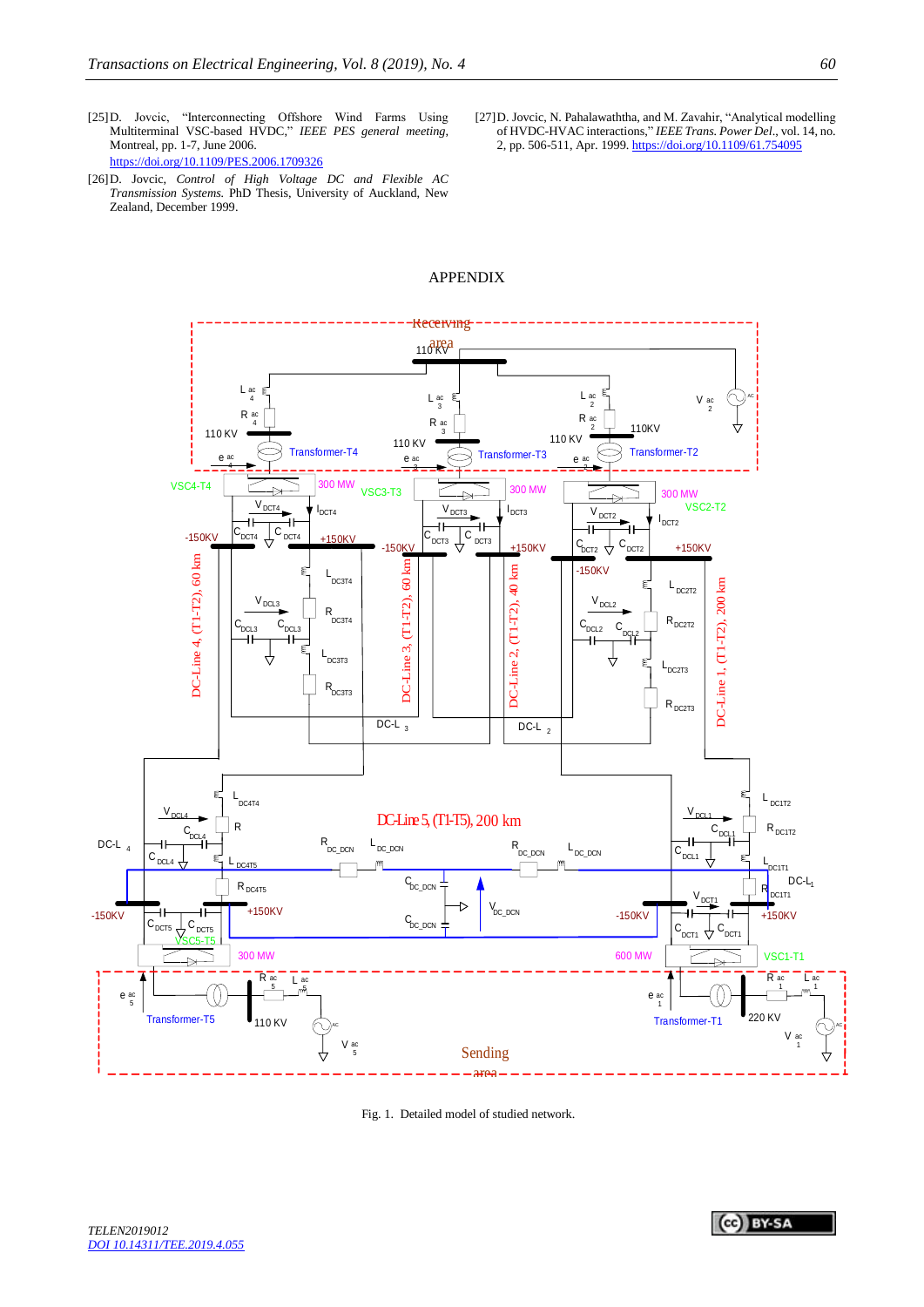[25] D. Jovcic, "Interconnecting Offshore Wind Farms Using Multiterminal VSC-based HVDC," *IEEE PES general meeting*, Montreal, pp. 1-7, June 2006. https://doi.org/10.1109/PES.2006.1709326

[26] D. Jovcic, *Control of High Voltage DC and Flexible AC Transmission Systems*. PhD Thesis, University of Auckland, New Zealand, December 1999.

[27] D. Jovcic, N. Pahalawaththa, and M. Zavahir, "Analytical modelling of HVDC-HVAC interactions," *IEEE Trans. Power Del.*, vol. 14, no. 2, pp. 506-511, Apr. 1999. https://doi.org/10.1109/61.754095

## APPENDIX

Fig. 1. Detailed model of studied network.

TELEN2019012
DOI 10.14311/TEE.2019.4.055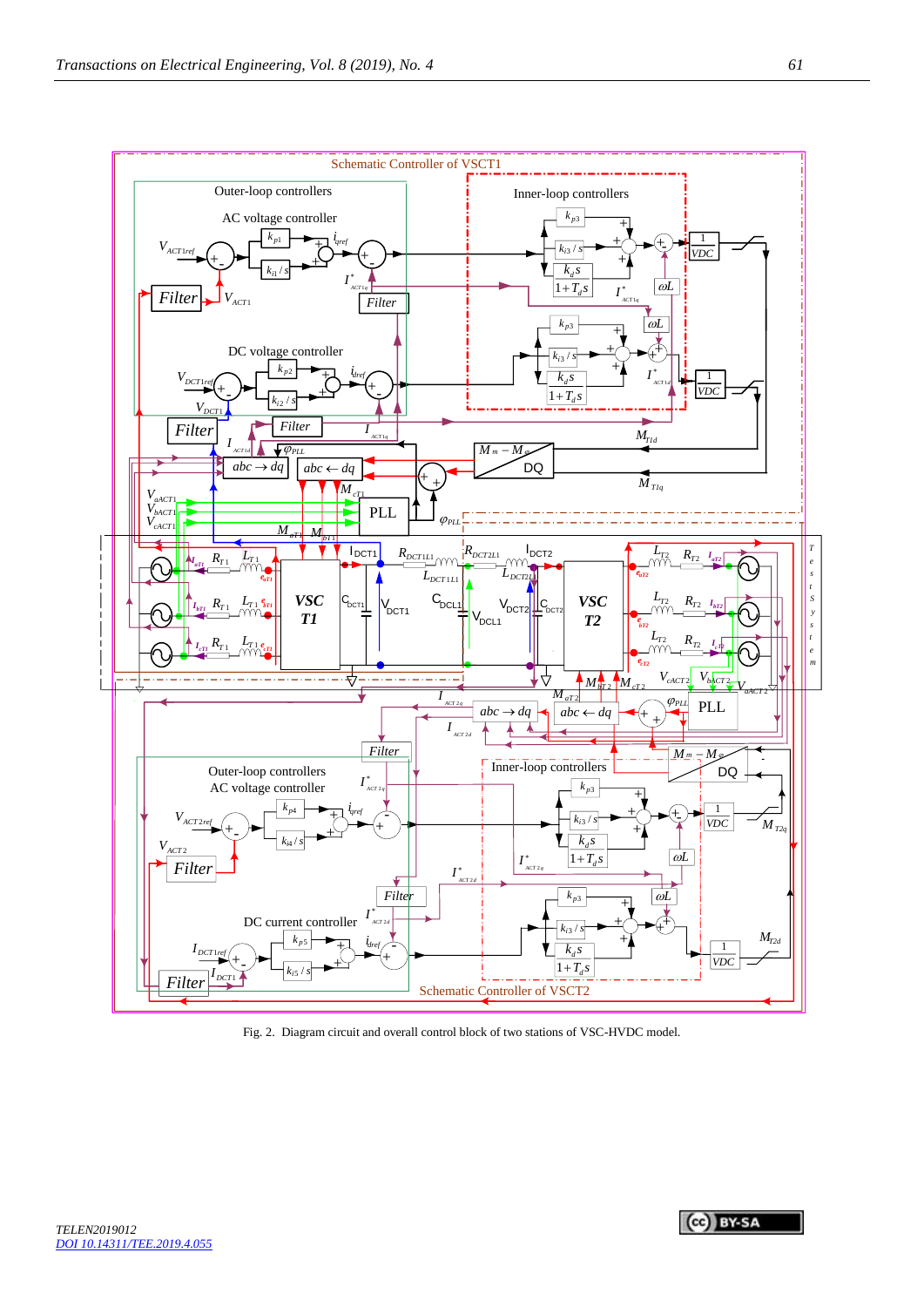Fig. 2. Diagram circuit and overall control block of two stations of VSC-HVDC model.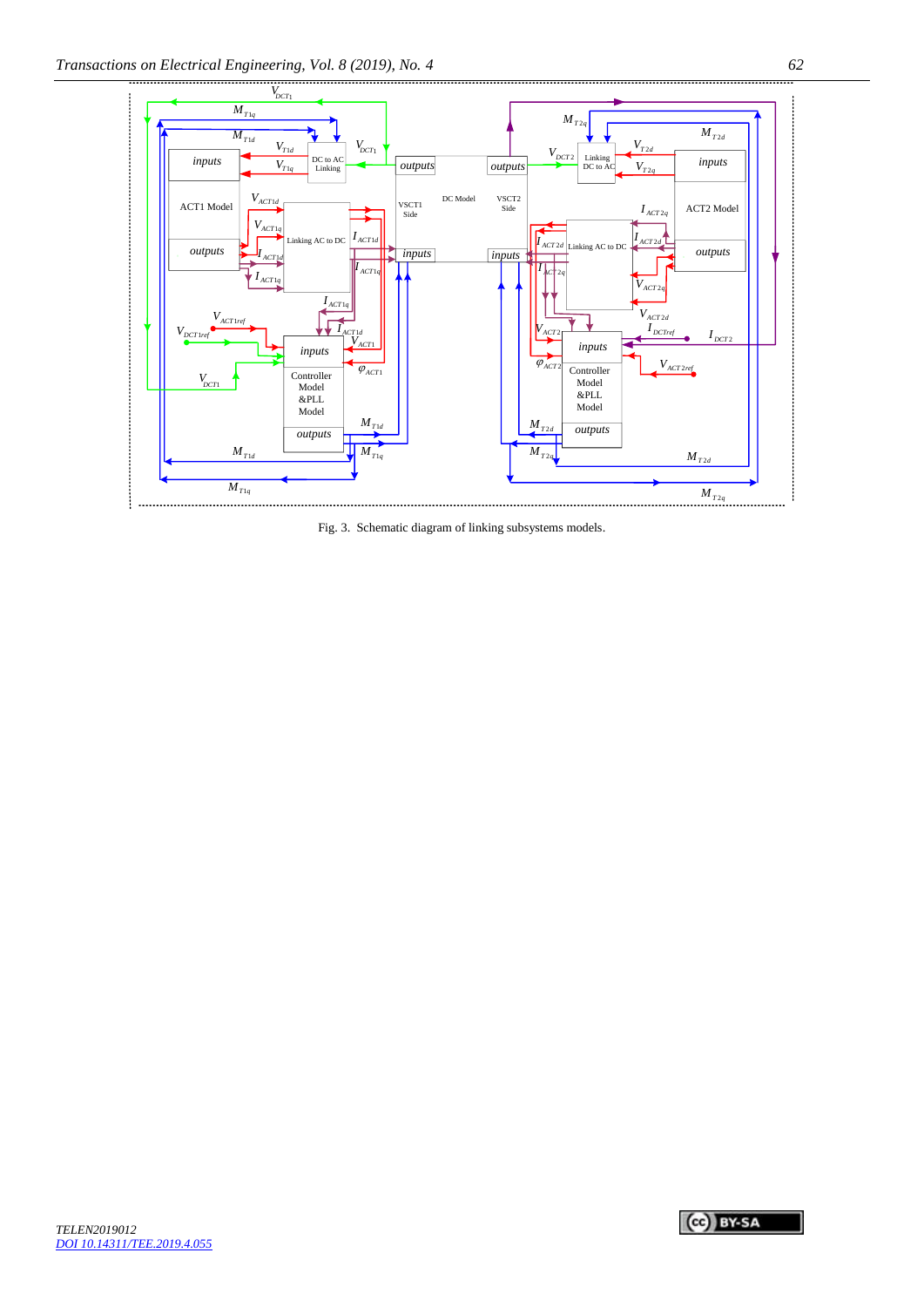Fig. 3. Schematic diagram of linking subsystems models.